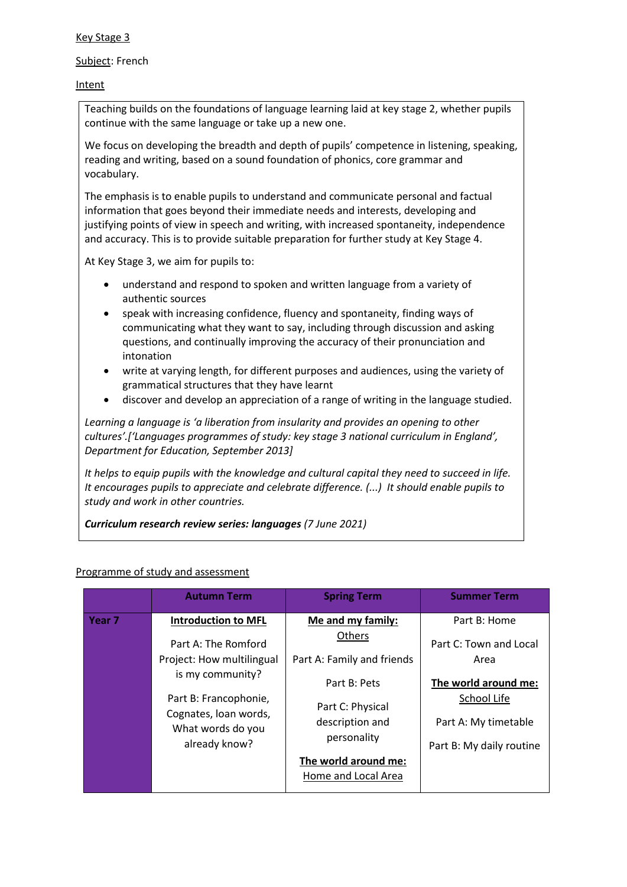Key Stage 3

Subject: French

Intent

Teaching builds on the foundations of language learning laid at key stage 2, whether pupils continue with the same language or take up a new one.

We focus on developing the breadth and depth of pupils' competence in listening, speaking, reading and writing, based on a sound foundation of phonics, core grammar and vocabulary.

The emphasis is to enable pupils to understand and communicate personal and factual information that goes beyond their immediate needs and interests, developing and justifying points of view in speech and writing, with increased spontaneity, independence and accuracy. This is to provide suitable preparation for further study at Key Stage 4.

At Key Stage 3, we aim for pupils to:

- understand and respond to spoken and written language from a variety of authentic sources
- speak with increasing confidence, fluency and spontaneity, finding ways of communicating what they want to say, including through discussion and asking questions, and continually improving the accuracy of their pronunciation and intonation
- write at varying length, for different purposes and audiences, using the variety of grammatical structures that they have learnt
- discover and develop an appreciation of a range of writing in the language studied.

*Learning a language is 'a liberation from insularity and provides an opening to other cultures'.['Languages programmes of study: key stage 3 national curriculum in England', Department for Education, September 2013]*

*It helps to equip pupils with the knowledge and cultural capital they need to succeed in life. It encourages pupils to appreciate and celebrate difference. (...) It should enable pupils to study and work in other countries.*

***Curriculum research review series: languages*** *(7 June 2021)*

Programme of study and assessment

| | Autumn Term | Spring Term | Summer Term |
|---|---|---|---|
| **Year 7** | **Introduction to MFL**<br><br>Part A: The Romford Project: How multilingual is my community?<br><br>Part B: Francophonie, Cognates, loan words, What words do you already know? | **Me and my family:** Others<br><br>Part A: Family and friends<br><br>Part B: Pets<br><br>Part C: Physical description and personality<br><br>**The world around me:** Home and Local Area | Part B: Home<br><br>Part C: Town and Local Area<br><br>**The world around me:** School Life<br><br>Part A: My timetable<br><br>Part B: My daily routine |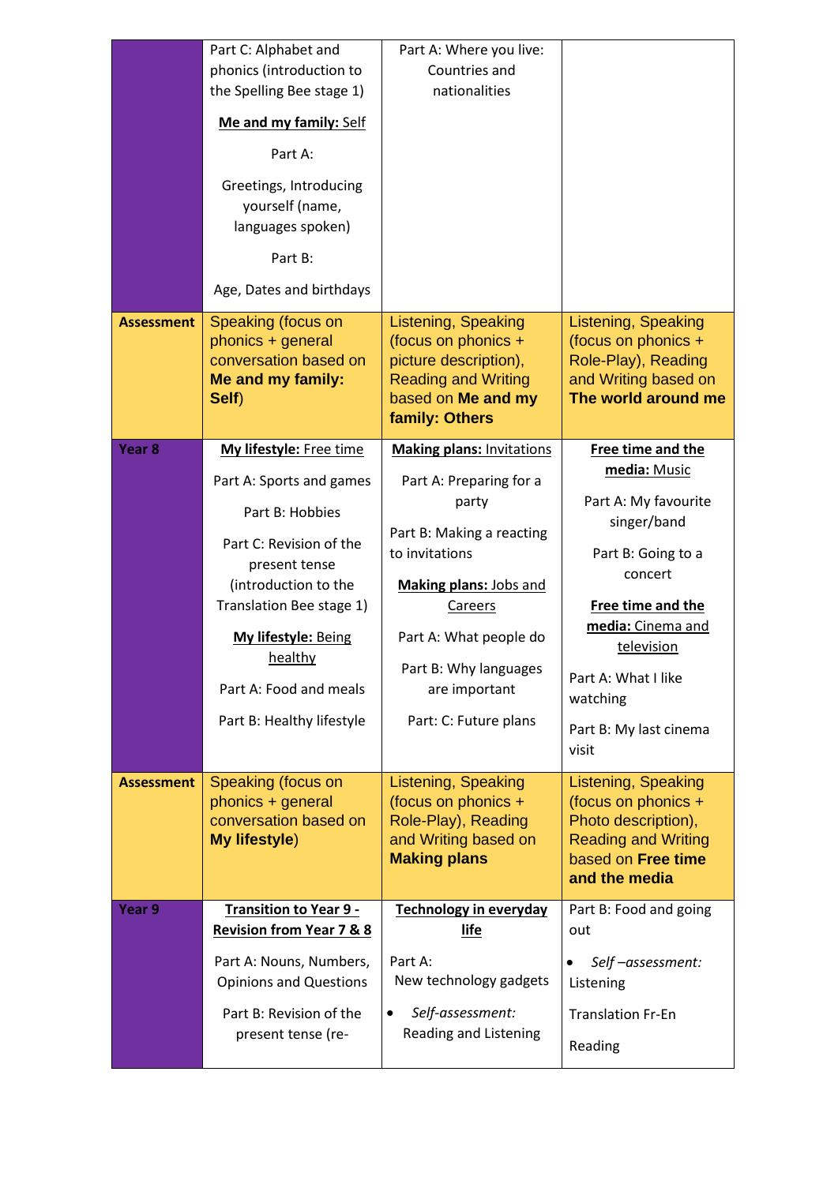| | | | |
|---|---|---|---|
| | Part C: Alphabet and phonics (introduction to the Spelling Bee stage 1)<br><br>**Me and my family:** Self<br><br>Part A:<br><br>Greetings, Introducing yourself (name, languages spoken)<br><br>Part B:<br><br>Age, Dates and birthdays | Part A: Where you live: Countries and nationalities | |
| **Assessment** | Speaking (focus on phonics + general conversation based on **Me and my family: Self**) | Listening, Speaking (focus on phonics + picture description), Reading and Writing based on **Me and my family: Others** | Listening, Speaking (focus on phonics + Role-Play), Reading and Writing based on **The world around me** |
| **Year 8** | **My lifestyle:** Free time<br><br>Part A: Sports and games<br><br>Part B: Hobbies<br><br>Part C: Revision of the present tense (introduction to the Translation Bee stage 1)<br><br>**My lifestyle:** Being healthy<br><br>Part A: Food and meals<br><br>Part B: Healthy lifestyle | **Making plans:** Invitations<br><br>Part A: Preparing for a party<br><br>Part B: Making a reacting to invitations<br><br>**Making plans:** Jobs and Careers<br><br>Part A: What people do<br><br>Part B: Why languages are important<br><br>Part: C: Future plans | **Free time and the media:** Music<br><br>Part A: My favourite singer/band<br><br>Part B: Going to a concert<br><br>**Free time and the media:** Cinema and television<br><br>Part A: What I like watching<br><br>Part B: My last cinema visit |
| **Assessment** | Speaking (focus on phonics + general conversation based on **My lifestyle**) | Listening, Speaking (focus on phonics + Role-Play), Reading and Writing based on **Making plans** | Listening, Speaking (focus on phonics + Photo description), Reading and Writing based on **Free time and the media** |
| **Year 9** | **Transition to Year 9 - Revision from Year 7 & 8**<br><br>Part A: Nouns, Numbers, Opinions and Questions<br><br>Part B: Revision of the present tense (re- | **Technology in everyday life**<br><br>Part A:<br>New technology gadgets<br><br>• *Self-assessment:* Reading and Listening | Part B: Food and going out<br><br>• *Self –assessment:* Listening<br><br>Translation Fr-En<br><br>Reading |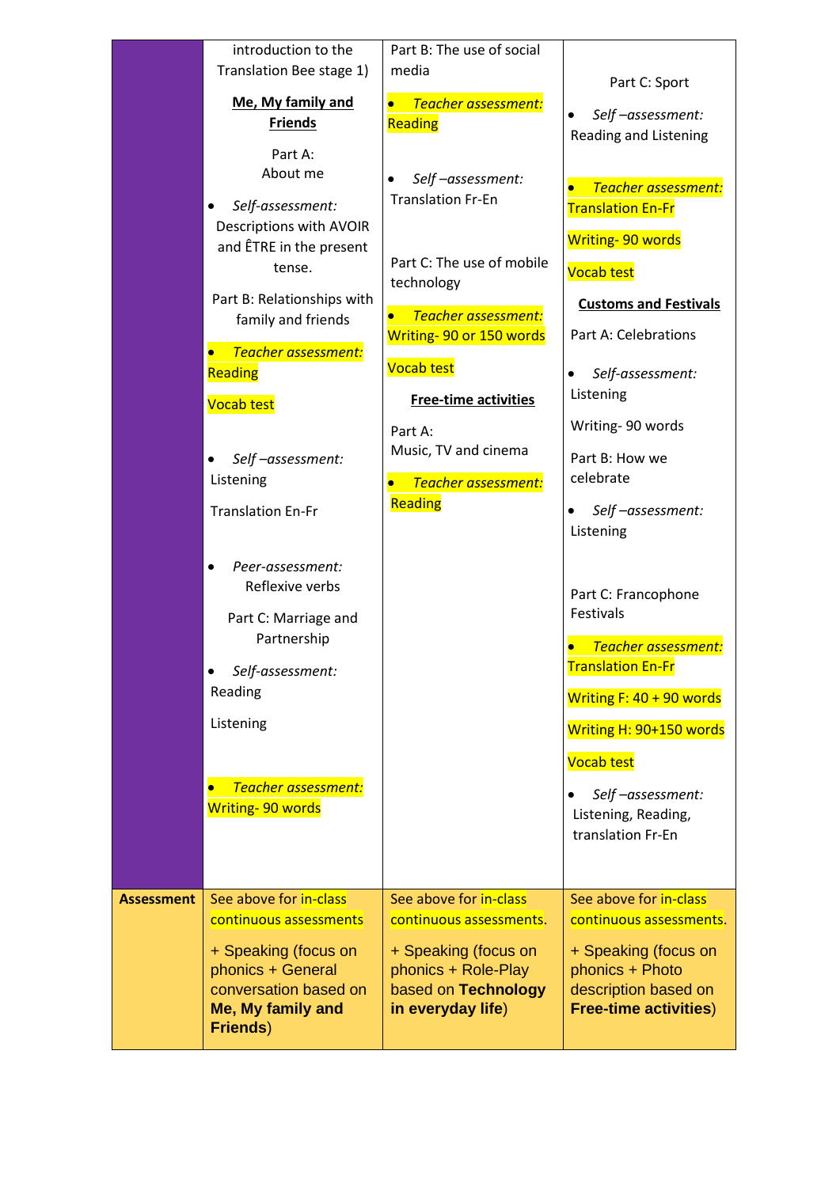| | | | |
|---|---|---|---|
| | introduction to the Translation Bee stage 1)<br><br>**Me, My family and Friends**<br><br>Part A: About me<br><br>• *Self-assessment:* Descriptions with AVOIR and ÊTRE in the present tense.<br><br>Part B: Relationships with family and friends<br><br>• *Teacher assessment:* Reading<br><br>Vocab test<br><br>• *Self –assessment:* Listening<br><br>Translation En-Fr<br><br>• *Peer-assessment:* Reflexive verbs<br><br>Part C: Marriage and Partnership<br><br>• *Self-assessment:* Reading<br><br>Listening<br><br>• *Teacher assessment:* Writing- 90 words | Part B: The use of social media<br><br>• *Teacher assessment:* Reading<br><br>• *Self –assessment:* Translation Fr-En<br><br>Part C: The use of mobile technology<br><br>• *Teacher assessment:* Writing- 90 or 150 words<br><br>Vocab test<br><br>**Free-time activities**<br><br>Part A: Music, TV and cinema<br><br>• *Teacher assessment:* Reading | Part C: Sport<br><br>• *Self –assessment:* Reading and Listening<br><br>• *Teacher assessment:* Translation En-Fr<br><br>Writing- 90 words<br><br>Vocab test<br><br>**Customs and Festivals**<br><br>Part A: Celebrations<br><br>• *Self-assessment:* Listening<br><br>Writing- 90 words<br><br>Part B: How we celebrate<br><br>• *Self –assessment:* Listening<br><br>Part C: Francophone Festivals<br><br>• *Teacher assessment:* Translation En-Fr<br><br>Writing F: 40 + 90 words<br><br>Writing H: 90+150 words<br><br>Vocab test<br><br>• *Self –assessment:* Listening, Reading, translation Fr-En |
| **Assessment** | See above for in-class continuous assessments<br><br>+ Speaking (focus on phonics + General conversation based on **Me, My family and Friends**) | See above for in-class continuous assessments.<br><br>+ Speaking (focus on phonics + Role-Play based on **Technology in everyday life**) | See above for in-class continuous assessments.<br><br>+ Speaking (focus on phonics + Photo description based on **Free-time activities**) |